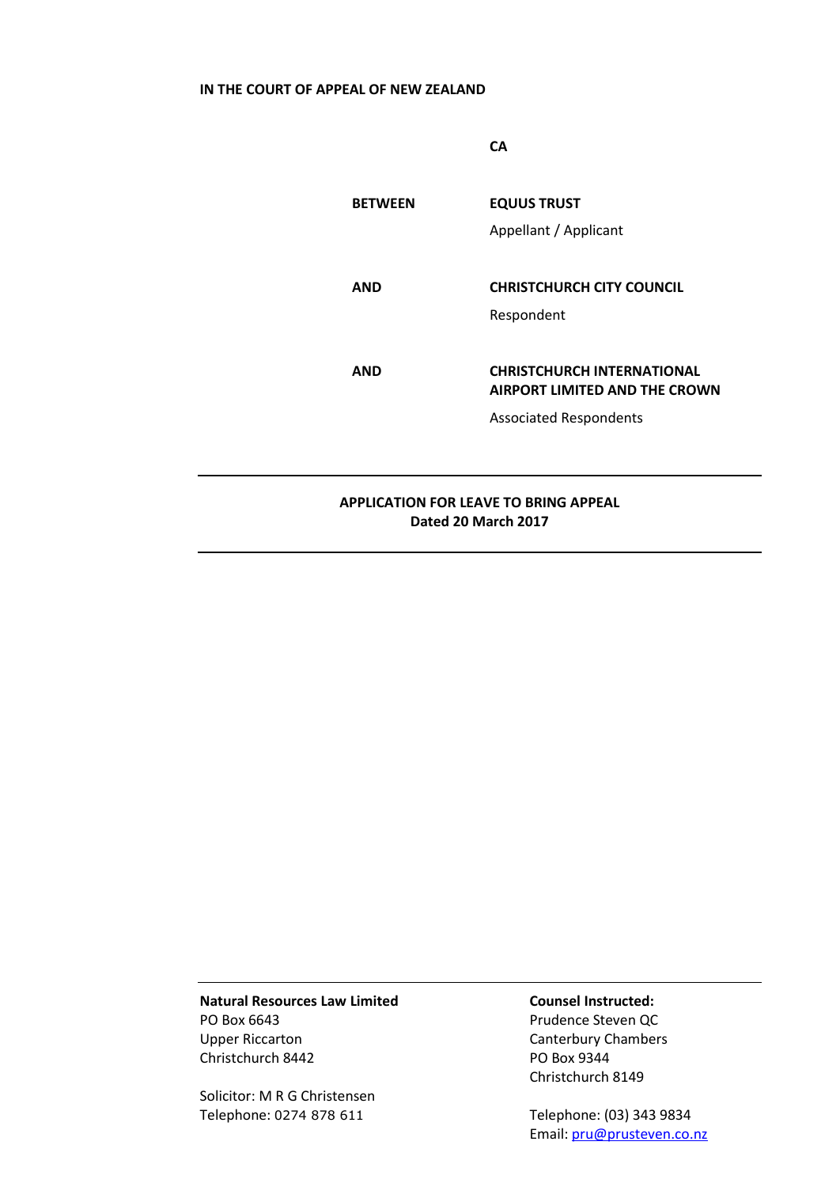**IN THE COURT OF APPEAL OF NEW ZEALAND**

**CA**

| | |
|---|---|
| **BETWEEN** | **EQUUS TRUST** |
| | Appellant / Applicant |
| **AND** | **CHRISTCHURCH CITY COUNCIL** |
| | Respondent |
| **AND** | **CHRISTCHURCH INTERNATIONAL AIRPORT LIMITED AND THE CROWN** |
| | Associated Respondents |

---

**APPLICATION FOR LEAVE TO BRING APPEAL**
**Dated 20 March 2017**

---

**Natural Resources Law Limited**
PO Box 6643
Upper Riccarton
Christchurch 8442

Solicitor: M R G Christensen
Telephone: 0274 878 611

**Counsel Instructed:**
Prudence Steven QC
Canterbury Chambers
PO Box 9344
Christchurch 8149

Telephone: (03) 343 9834
Email: pru@prusteven.co.nz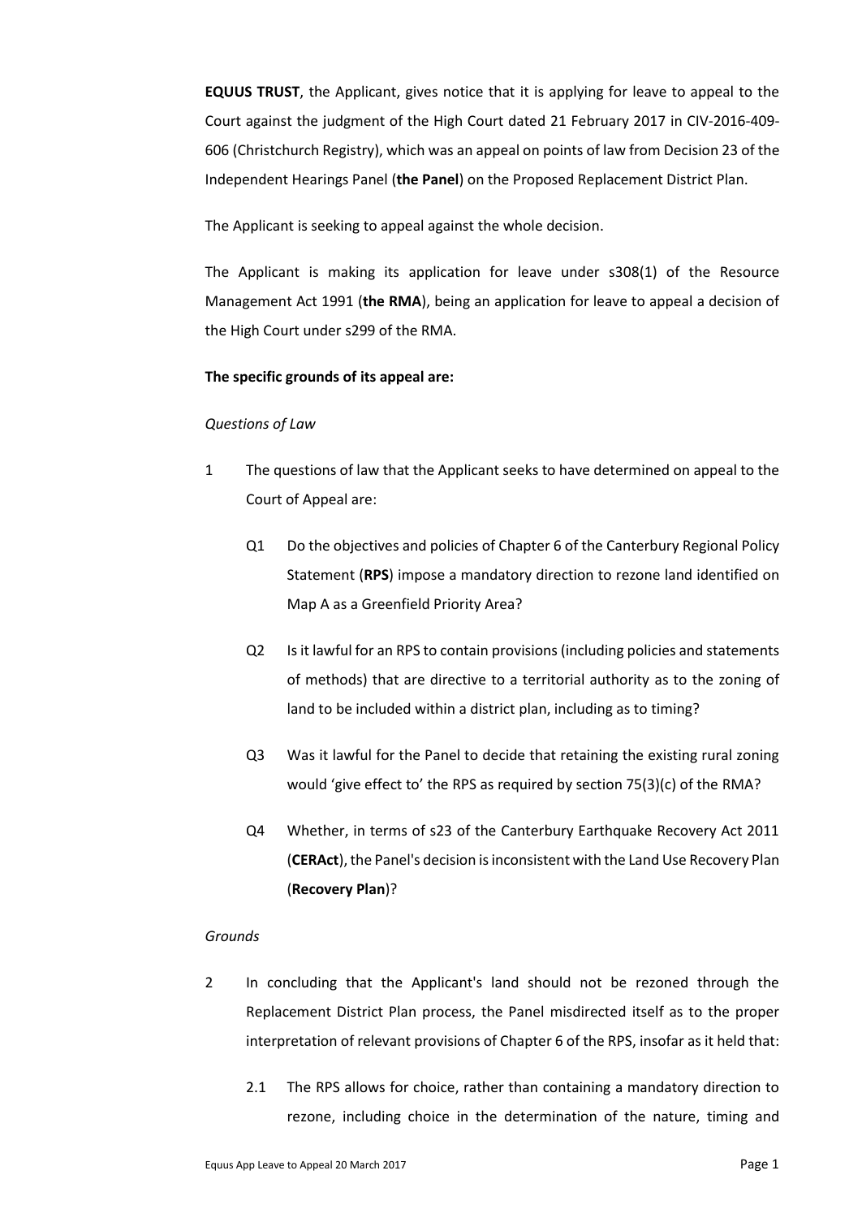**EQUUS TRUST**, the Applicant, gives notice that it is applying for leave to appeal to the Court against the judgment of the High Court dated 21 February 2017 in CIV-2016-409-606 (Christchurch Registry), which was an appeal on points of law from Decision 23 of the Independent Hearings Panel (**the Panel**) on the Proposed Replacement District Plan.

The Applicant is seeking to appeal against the whole decision.

The Applicant is making its application for leave under s308(1) of the Resource Management Act 1991 (**the RMA**), being an application for leave to appeal a decision of the High Court under s299 of the RMA.

**The specific grounds of its appeal are:**

*Questions of Law*

1 The questions of law that the Applicant seeks to have determined on appeal to the Court of Appeal are:

   Q1 Do the objectives and policies of Chapter 6 of the Canterbury Regional Policy Statement (**RPS**) impose a mandatory direction to rezone land identified on Map A as a Greenfield Priority Area?

   Q2 Is it lawful for an RPS to contain provisions (including policies and statements of methods) that are directive to a territorial authority as to the zoning of land to be included within a district plan, including as to timing?

   Q3 Was it lawful for the Panel to decide that retaining the existing rural zoning would 'give effect to' the RPS as required by section 75(3)(c) of the RMA?

   Q4 Whether, in terms of s23 of the Canterbury Earthquake Recovery Act 2011 (**CERAct**), the Panel's decision is inconsistent with the Land Use Recovery Plan (**Recovery Plan**)?

*Grounds*

2 In concluding that the Applicant's land should not be rezoned through the Replacement District Plan process, the Panel misdirected itself as to the proper interpretation of relevant provisions of Chapter 6 of the RPS, insofar as it held that:

   2.1 The RPS allows for choice, rather than containing a mandatory direction to rezone, including choice in the determination of the nature, timing and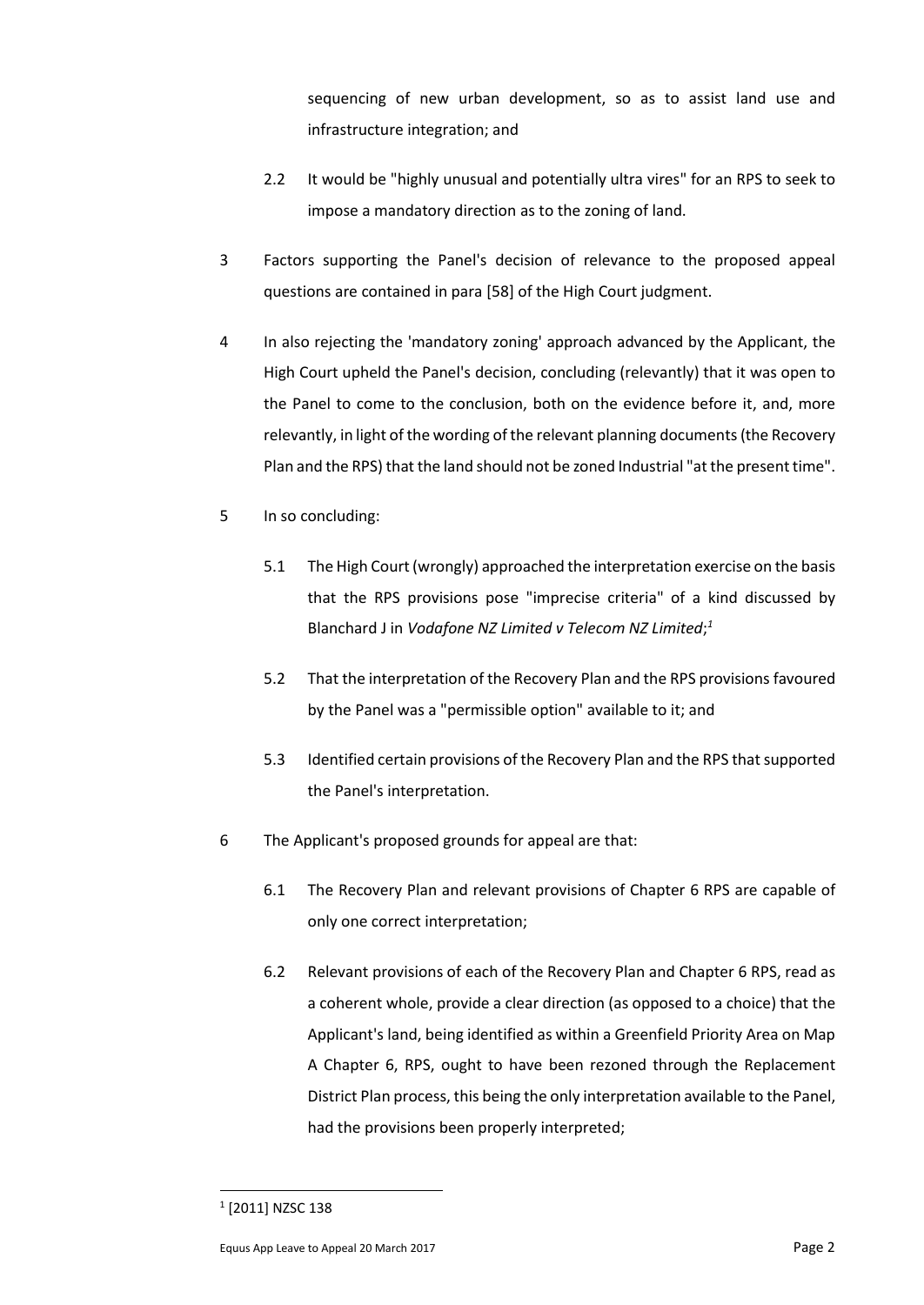sequencing of new urban development, so as to assist land use and infrastructure integration; and

2.2 It would be "highly unusual and potentially ultra vires" for an RPS to seek to impose a mandatory direction as to the zoning of land.

3 Factors supporting the Panel's decision of relevance to the proposed appeal questions are contained in para [58] of the High Court judgment.

4 In also rejecting the 'mandatory zoning' approach advanced by the Applicant, the High Court upheld the Panel's decision, concluding (relevantly) that it was open to the Panel to come to the conclusion, both on the evidence before it, and, more relevantly, in light of the wording of the relevant planning documents (the Recovery Plan and the RPS) that the land should not be zoned Industrial "at the present time".

5 In so concluding:

5.1 The High Court (wrongly) approached the interpretation exercise on the basis that the RPS provisions pose "imprecise criteria" of a kind discussed by Blanchard J in *Vodafone NZ Limited v Telecom NZ Limited*;[1]

5.2 That the interpretation of the Recovery Plan and the RPS provisions favoured by the Panel was a "permissible option" available to it; and

5.3 Identified certain provisions of the Recovery Plan and the RPS that supported the Panel's interpretation.

6 The Applicant's proposed grounds for appeal are that:

6.1 The Recovery Plan and relevant provisions of Chapter 6 RPS are capable of only one correct interpretation;

6.2 Relevant provisions of each of the Recovery Plan and Chapter 6 RPS, read as a coherent whole, provide a clear direction (as opposed to a choice) that the Applicant's land, being identified as within a Greenfield Priority Area on Map A Chapter 6, RPS, ought to have been rezoned through the Replacement District Plan process, this being the only interpretation available to the Panel, had the provisions been properly interpreted;

---

[1] [2011] NZSC 138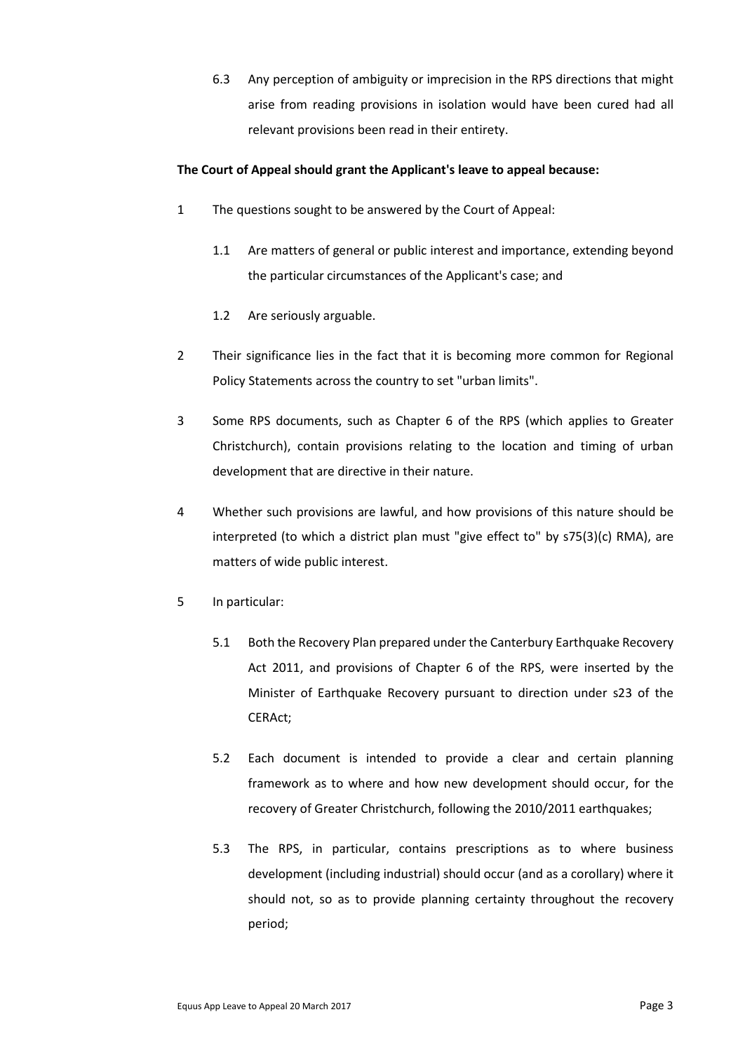6.3 Any perception of ambiguity or imprecision in the RPS directions that might arise from reading provisions in isolation would have been cured had all relevant provisions been read in their entirety.

**The Court of Appeal should grant the Applicant's leave to appeal because:**

1 The questions sought to be answered by the Court of Appeal:

 1.1 Are matters of general or public interest and importance, extending beyond the particular circumstances of the Applicant's case; and

 1.2 Are seriously arguable.

2 Their significance lies in the fact that it is becoming more common for Regional Policy Statements across the country to set "urban limits".

3 Some RPS documents, such as Chapter 6 of the RPS (which applies to Greater Christchurch), contain provisions relating to the location and timing of urban development that are directive in their nature.

4 Whether such provisions are lawful, and how provisions of this nature should be interpreted (to which a district plan must "give effect to" by s75(3)(c) RMA), are matters of wide public interest.

5 In particular:

 5.1 Both the Recovery Plan prepared under the Canterbury Earthquake Recovery Act 2011, and provisions of Chapter 6 of the RPS, were inserted by the Minister of Earthquake Recovery pursuant to direction under s23 of the CERAct;

 5.2 Each document is intended to provide a clear and certain planning framework as to where and how new development should occur, for the recovery of Greater Christchurch, following the 2010/2011 earthquakes;

 5.3 The RPS, in particular, contains prescriptions as to where business development (including industrial) should occur (and as a corollary) where it should not, so as to provide planning certainty throughout the recovery period;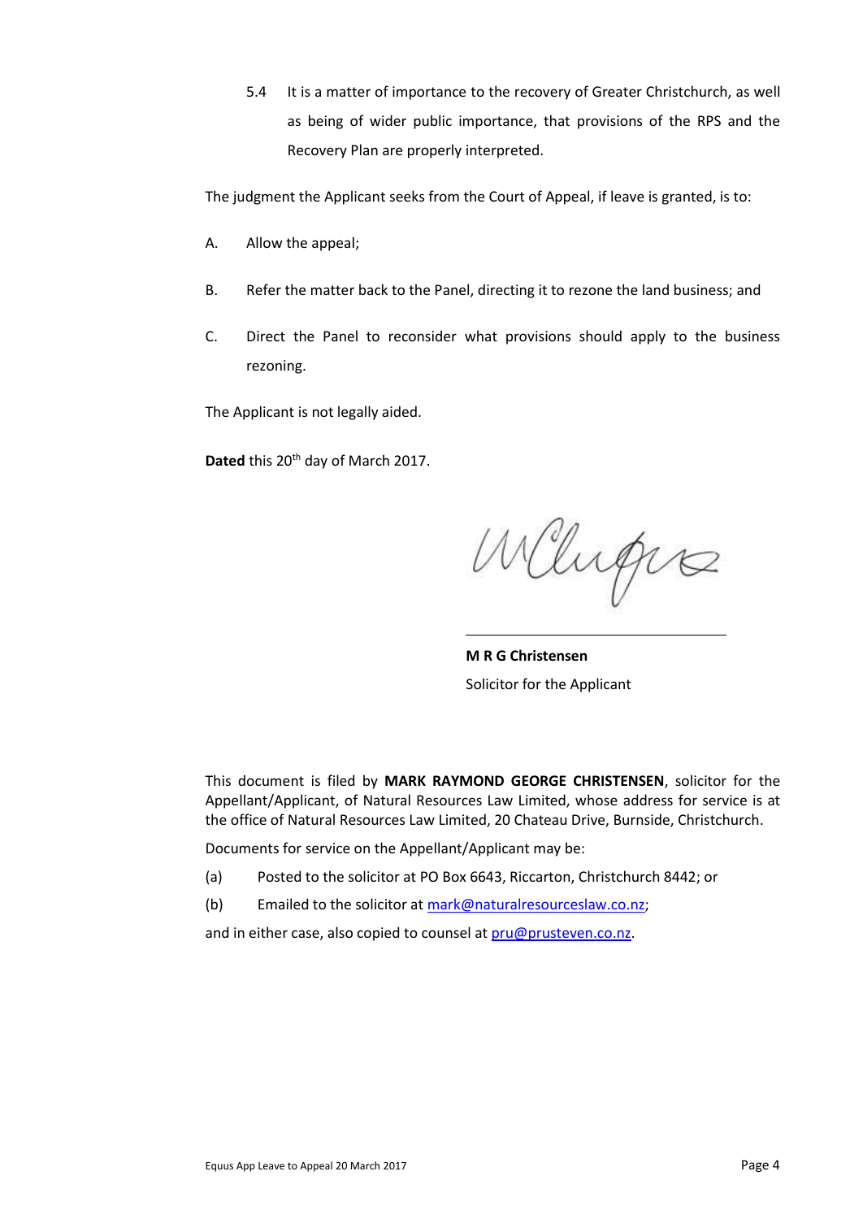5.4 It is a matter of importance to the recovery of Greater Christchurch, as well as being of wider public importance, that provisions of the RPS and the Recovery Plan are properly interpreted.

The judgment the Applicant seeks from the Court of Appeal, if leave is granted, is to:

A. Allow the appeal;

B. Refer the matter back to the Panel, directing it to rezone the land business; and

C. Direct the Panel to reconsider what provisions should apply to the business rezoning.

The Applicant is not legally aided.

**Dated** this 20th day of March 2017.

**M R G Christensen**
Solicitor for the Applicant

This document is filed by **MARK RAYMOND GEORGE CHRISTENSEN**, solicitor for the Appellant/Applicant, of Natural Resources Law Limited, whose address for service is at the office of Natural Resources Law Limited, 20 Chateau Drive, Burnside, Christchurch.

Documents for service on the Appellant/Applicant may be:

(a) Posted to the solicitor at PO Box 6643, Riccarton, Christchurch 8442; or

(b) Emailed to the solicitor at mark@naturalresourceslaw.co.nz;

and in either case, also copied to counsel at pru@prusteven.co.nz.